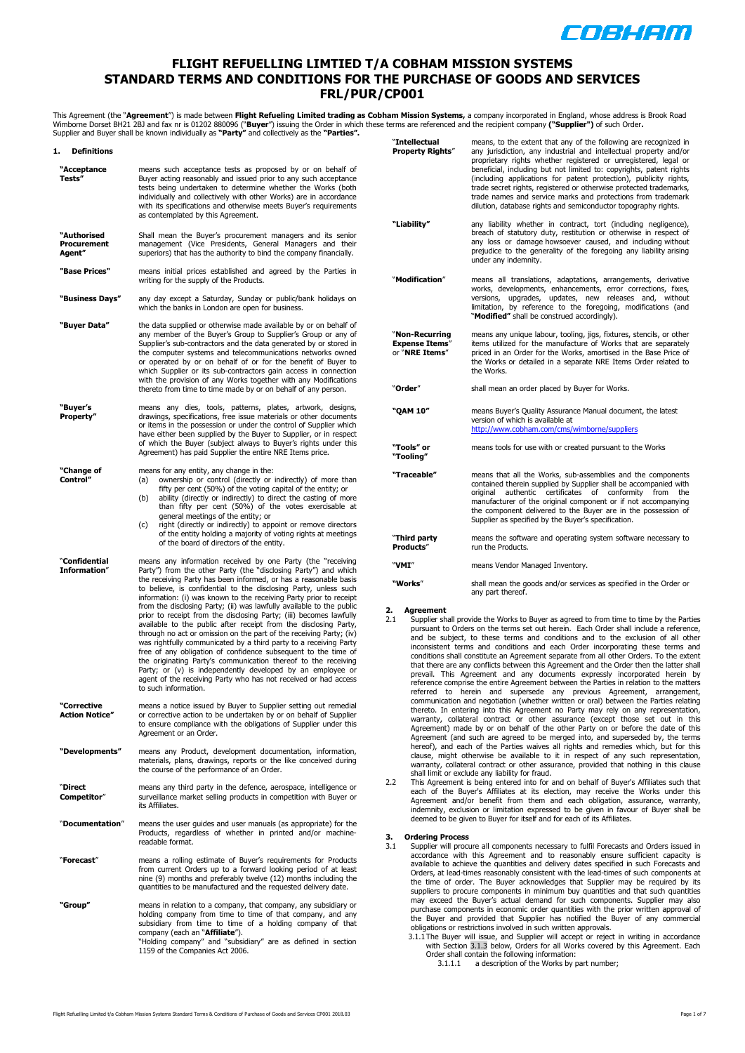# FLIGHT REFUELLING LIMTIED T/A COBHAM MISSION SYSTEMS
# STANDARD TERMS AND CONDITIONS FOR THE PURCHASE OF GOODS AND SERVICES
# FRL/PUR/CP001

This Agreement (the "**Agreement**") is made between **Flight Refueling Limited trading as Cobham Mission Systems,** a company incorporated in England, whose address is Brook Road Wimborne Dorset BH21 2BJ and fax nr is 01202 880096 ("**Buyer**") issuing the Order in which these terms are referenced and the recipient company **("Supplier")** of such Order**.** Supplier and Buyer shall be known individually as **"Party"** and collectively as the **"Parties".**

## 1. Definitions

| | |
|---|---|
| **"Acceptance Tests"** | means such acceptance tests as proposed by or on behalf of Buyer acting reasonably and issued prior to any such acceptance tests being undertaken to determine whether the Works (both individually and collectively with other Works) are in accordance with its specifications and otherwise meets Buyer's requirements as contemplated by this Agreement. |
| **"Authorised Procurement Agent"** | Shall mean the Buyer's procurement managers and its senior management (Vice Presidents, General Managers and their superiors) that has the authority to bind the company financially. |
| **"Base Prices"** | means initial prices established and agreed by the Parties in writing for the supply of the Products. |
| **"Business Days"** | any day except a Saturday, Sunday or public/bank holidays on which the banks in London are open for business. |
| **"Buyer Data"** | the data supplied or otherwise made available by or on behalf of any member of the Buyer's Group to Supplier's Group or any of Supplier's sub-contractors and the data generated by or stored in the computer systems and telecommunications networks owned or operated by or on behalf of or for the benefit of Buyer to which Supplier or its sub-contractors gain access in connection with the provision of any Works together with any Modifications thereto from time to time made by or on behalf of any person. |
| **"Buyer's Property"** | means any dies, tools, patterns, plates, artwork, designs, drawings, specifications, free issue materials or other documents or items in the possession or under the control of Supplier which have either been supplied by the Buyer to Supplier, or in respect of which the Buyer (subject always to Buyer's rights under this Agreement) has paid Supplier the entire NRE Items price. |
| **"Change of Control"** | means for any entity, any change in the:<br>(a) ownership or control (directly or indirectly) of more than fifty per cent (50%) of the voting capital of the entity; or<br>(b) ability (directly or indirectly) to direct the casting of more than fifty per cent (50%) of the votes exercisable at general meetings of the entity; or<br>(c) right (directly or indirectly) to appoint or remove directors of the entity holding a majority of voting rights at meetings of the board of directors of the entity. |
| **"Confidential Information"** | means any information received by one Party (the "receiving Party") from the other Party (the "disclosing Party") and which the receiving Party has been informed, or has a reasonable basis to believe, is confidential to the disclosing Party, unless such information: (i) was known to the receiving Party prior to receipt from the disclosing Party; (ii) was lawfully available to the public prior to receipt from the disclosing Party; (iii) becomes lawfully available to the public after receipt from the disclosing Party, through no act or omission on the part of the receiving Party; (iv) was rightfully communicated by a third party to a receiving Party free of any obligation of confidence subsequent to the time of the originating Party's communication thereof to the receiving Party; or (v) is independently developed by an employee or agent of the receiving Party who has not received or had access to such information. |
| **"Corrective Action Notice"** | means a notice issued by Buyer to Supplier setting out remedial or corrective action to be undertaken by or on behalf of Supplier to ensure compliance with the obligations of Supplier under this Agreement or an Order. |
| **"Developments"** | means any Product, development documentation, information, materials, plans, drawings, reports or the like conceived during the course of the performance of an Order. |
| **"Direct Competitor"** | means any third party in the defence, aerospace, intelligence or surveillance market selling products in competition with Buyer or its Affiliates. |
| **"Documentation"** | means the user guides and user manuals (as appropriate) for the Products, regardless of whether in printed and/or machine-readable format. |
| **"Forecast"** | means a rolling estimate of Buyer's requirements for Products from current Orders up to a forward looking period of at least nine (9) months and preferably twelve (12) months including the quantities to be manufactured and the requested delivery date. |
| **"Group"** | means in relation to a company, that company, any subsidiary or holding company from time to time of that company, and any subsidiary from time to time of a holding company of that company (each an "**Affiliate**").<br>"Holding company" and "subsidiary" are as defined in section 1159 of the Companies Act 2006. |
| **"Intellectual Property Rights"** | means, to the extent that any of the following are recognized in any jurisdiction, any industrial and intellectual property and/or proprietary rights whether registered or unregistered, legal or beneficial, including but not limited to: copyrights, patent rights (including applications for patent protection), publicity rights, trade secret rights, registered or otherwise protected trademarks, trade names and service marks and protections from trademark dilution, database rights and semiconductor topography rights. |
| **"Liability"** | any liability whether in contract, tort (including negligence), breach of statutory duty, restitution or otherwise in respect of any loss or damage howsoever caused, and including without prejudice to the generality of the foregoing any liability arising under any indemnity. |
| **"Modification"** | means all translations, adaptations, arrangements, derivative works, developments, enhancements, error corrections, fixes, versions, upgrades, updates, new releases and, without limitation, by reference to the foregoing, modifications (and "**Modified"** shall be construed accordingly). |
| **"Non-Recurring Expense Items"** or **"NRE Items"** | means any unique labour, tooling, jigs, fixtures, stencils, or other items utilized for the manufacture of Works that are separately priced in an Order for the Works, amortised in the Base Price of the Works or detailed in a separate NRE Items Order related to the Works. |
| **"Order"** | shall mean an order placed by Buyer for Works. |
| **"QAM 10"** | means Buyer's Quality Assurance Manual document, the latest version of which is available at http://www.cobham.com/cms/wimborne/suppliers |
| **"Tools" or "Tooling"** | means tools for use with or created pursuant to the Works |
| **"Traceable"** | means that all the Works, sub-assemblies and the components contained therein supplied by Supplier shall be accompanied with original authentic certificates of conformity from the manufacturer of the original component or if not accompanying the component delivered to the Buyer are in the possession of Supplier as specified by the Buyer's specification. |
| **"Third party Products"** | means the software and operating system software necessary to run the Products. |
| **"VMI"** | means Vendor Managed Inventory. |
| **"Works"** | shall mean the goods and/or services as specified in the Order or any part thereof. |

## 2. Agreement

2.1 Supplier shall provide the Works to Buyer as agreed to from time to time by the Parties pursuant to Orders on the terms set out herein. Each Order shall include a reference, and be subject, to these terms and conditions and to the exclusion of all other inconsistent terms and conditions and each Order incorporating these terms and conditions shall constitute an Agreement separate from all other Orders. To the extent that there are any conflicts between this Agreement and the Order then the latter shall prevail. This Agreement and any documents expressly incorporated herein by reference comprise the entire Agreement between the Parties in relation to the matters referred to herein and supersede any previous Agreement, arrangement, communication and negotiation (whether written or oral) between the Parties relating thereto. In entering into this Agreement no Party may rely on any representation, warranty, collateral contract or other assurance (except those set out in this Agreement) made by or on behalf of the other Party on or before the date of this Agreement (and such are agreed to be merged into, and superseded by, the terms hereof), and each of the Parties waives all rights and remedies which, but for this clause, might otherwise be available to it in respect of any such representation, warranty, collateral contract or other assurance, provided that nothing in this clause shall limit or exclude any liability for fraud.

2.2 This Agreement is being entered into for and on behalf of Buyer's Affiliates such that each of the Buyer's Affiliates at its election, may receive the Works under this Agreement and/or benefit from them and each obligation, assurance, warranty, indemnity, exclusion or limitation expressed to be given in favour of Buyer shall be deemed to be given to Buyer for itself and for each of its Affiliates.

## 3. Ordering Process

3.1 Supplier will procure all components necessary to fulfil Forecasts and Orders issued in accordance with this Agreement and to reasonably ensure sufficient capacity is available to achieve the quantities and delivery dates specified in such Forecasts and Orders, at lead-times reasonably consistent with the lead-times of such components at the time of order. The Buyer acknowledges that Supplier may be required by its suppliers to procure components in minimum buy quantities and that such quantities may exceed the Buyer's actual demand for such components. Supplier may also purchase components in economic order quantities with the prior written approval of the Buyer and provided that Supplier has notified the Buyer of any commercial obligations or restrictions involved in such written approvals.

3.1.1 The Buyer will issue, and Supplier will accept or reject in writing in accordance with Section 3.1.3 below, Orders for all Works covered by this Agreement. Each Order shall contain the following information:

3.1.1.1 a description of the Works by part number;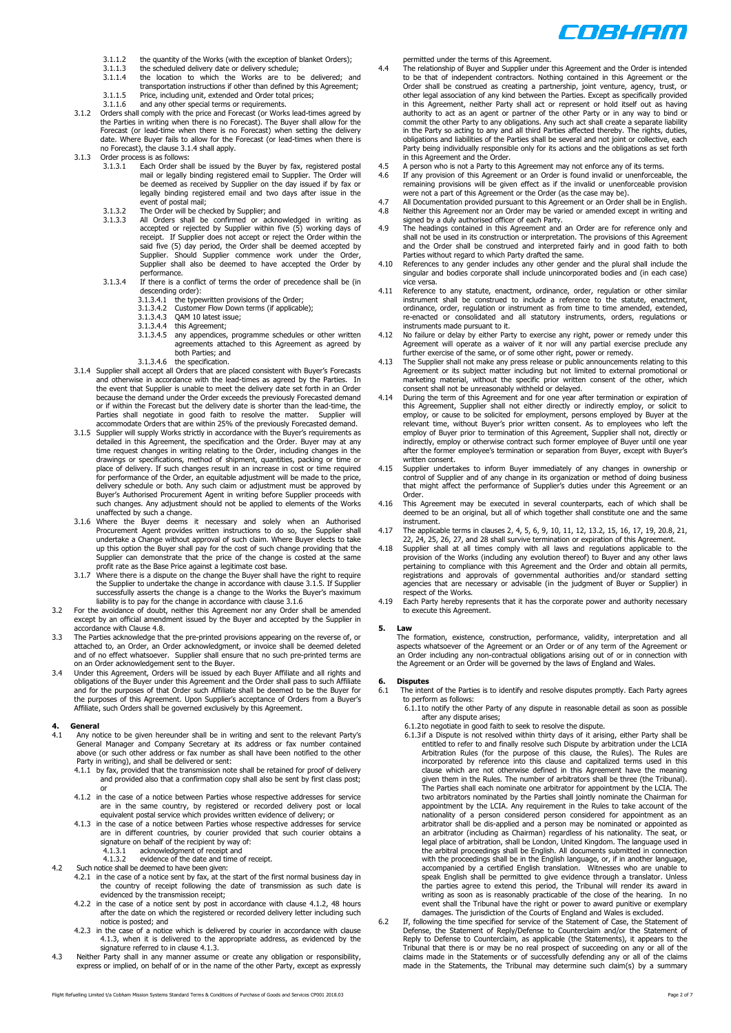3.1.1.2 the quantity of the Works (with the exception of blanket Orders);

3.1.1.3 the scheduled delivery date or delivery schedule;

3.1.1.4 the location to which the Works are to be delivered; and transportation instructions if other than defined by this Agreement;

3.1.1.5 Price, including unit, extended and Order total prices;

3.1.1.6 and any other special terms or requirements.

3.1.2 Orders shall comply with the price and Forecast (or Works lead-times agreed by the Parties in writing when there is no Forecast). The Buyer shall allow for the Forecast (or lead-time when there is no Forecast) when setting the delivery date. Where Buyer fails to allow for the Forecast (or lead-times when there is no Forecast), the clause 3.1.4 shall apply.

3.1.3 Order process is as follows:

3.1.3.1 Each Order shall be issued by the Buyer by fax, registered postal mail or legally binding registered email to Supplier. The Order will be deemed as received by Supplier on the day issued if by fax or legally binding registered email and two days after issue in the event of postal mail;

3.1.3.2 The Order will be checked by Supplier; and

3.1.3.3 All Orders shall be confirmed or acknowledged in writing as accepted or rejected by Supplier within five (5) working days of receipt. If Supplier does not accept or reject the Order within the said five (5) day period, the Order shall be deemed accepted by Supplier. Should Supplier commence work under the Order, Supplier shall also be deemed to have accepted the Order by performance.

3.1.3.4 If there is a conflict of terms the order of precedence shall be (in descending order):

3.1.3.4.1 the typewritten provisions of the Order;

3.1.3.4.2 Customer Flow Down terms (if applicable);

3.1.3.4.3 QAM 10 latest issue;

3.1.3.4.4 this Agreement;

3.1.3.4.5 any appendices, programme schedules or other written agreements attached to this Agreement as agreed by both Parties; and

3.1.3.4.6 the specification.

3.1.4 Supplier shall accept all Orders that are placed consistent with Buyer's Forecasts and otherwise in accordance with the lead-times as agreed by the Parties. In the event that Supplier is unable to meet the delivery date set forth in an Order because the demand under the Order exceeds the previously Forecasted demand or if within the Forecast but the delivery date is shorter than the lead-time, the Parties shall negotiate in good faith to resolve the matter. Supplier will accommodate Orders that are within 25% of the previously Forecasted demand.

3.1.5 Supplier will supply Works strictly in accordance with the Buyer's requirements as detailed in this Agreement, the specification and the Order. Buyer may at any time request changes in writing relating to the Order, including changes in the drawings or specifications, method of shipment, quantities, packing or time or place of delivery. If such changes result in an increase in cost or time required for performance of the Order, an equitable adjustment will be made to the price, delivery schedule or both. Any such claim or adjustment must be approved by Buyer's Authorised Procurement Agent in writing before Supplier proceeds with such changes. Any adjustment should not be applied to elements of the Works unaffected by such a change.

3.1.6 Where the Buyer deems it necessary and solely when an Authorised Procurement Agent provides written instructions to do so, the Supplier shall undertake a Change without approval of such claim. Where Buyer elects to take up this option the Buyer shall pay for the cost of such change providing that the Supplier can demonstrate that the price of the change is costed at the same profit rate as the Base Price against a legitimate cost base.

3.1.7 Where there is a dispute on the change the Buyer shall have the right to require the Supplier to undertake the change in accordance with clause 3.1.5. If Supplier successfully asserts the change is a change to the Works the Buyer's maximum liability is to pay for the change in accordance with clause 3.1.6

3.2 For the avoidance of doubt, neither this Agreement nor any Order shall be amended except by an official amendment issued by the Buyer and accepted by the Supplier in accordance with Clause 4.8.

3.3 The Parties acknowledge that the pre-printed provisions appearing on the reverse of, or attached to, an Order, an Order acknowledgment, or invoice shall be deemed deleted and of no effect whatsoever. Supplier shall ensure that no such pre-printed terms are on an Order acknowledgement sent to the Buyer.

3.4 Under this Agreement, Orders will be issued by each Buyer Affiliate and all rights and obligations of the Buyer under this Agreement and the Order shall pass to such Affiliate and for the purposes of that Order such Affiliate shall be deemed to be the Buyer for the purposes of this Agreement. Upon Supplier's acceptance of Orders from a Buyer's Affiliate, such Orders shall be governed exclusively by this Agreement.

## 4. General

4.1 Any notice to be given hereunder shall be in writing and sent to the relevant Party's General Manager and Company Secretary at its address or fax number contained above (or such other address or fax number as shall have been notified to the other Party in writing), and shall be delivered or sent:

4.1.1 by fax, provided that the transmission note shall be retained for proof of delivery and provided also that a confirmation copy shall also be sent by first class post; or

4.1.2 in the case of a notice between Parties whose respective addresses for service are in the same country, by registered or recorded delivery post or local equivalent postal service which provides written evidence of delivery; or

4.1.3 in the case of a notice between Parties whose respective addresses for service are in different countries, by courier provided that such courier obtains a signature on behalf of the recipient by way of:

4.1.3.1 acknowledgment of receipt and

4.1.3.2 evidence of the date and time of receipt.

4.2 Such notice shall be deemed to have been given:

4.2.1 in the case of a notice sent by fax, at the start of the first normal business day in the country of receipt following the date of transmission as such date is evidenced by the transmission receipt;

4.2.2 in the case of a notice sent by post in accordance with clause 4.1.2, 48 hours after the date on which the registered or recorded delivery letter including such notice is posted; and

4.2.3 in the case of a notice which is delivered by courier in accordance with clause 4.1.3, when it is delivered to the appropriate address, as evidenced by the signature referred to in clause 4.1.3.

4.3 Neither Party shall in any manner assume or create any obligation or responsibility, express or implied, on behalf of or in the name of the other Party, except as expressly permitted under the terms of this Agreement.

4.4 The relationship of Buyer and Supplier under this Agreement and the Order is intended to be that of independent contractors. Nothing contained in this Agreement or the Order shall be construed as creating a partnership, joint venture, agency, trust, or other legal association of any kind between the Parties. Except as specifically provided in this Agreement, neither Party shall act or represent or hold itself out as having authority to act as an agent or partner of the other Party or in any way to bind or commit the other Party to any obligations. Any such act shall create a separate liability in the Party so acting to any and all third Parties affected thereby. The rights, duties, obligations and liabilities of the Parties shall be several and not joint or collective, each Party being individually responsible only for its actions and the obligations as set forth in this Agreement and the Order.

4.5 A person who is not a Party to this Agreement may not enforce any of its terms.

4.6 If any provision of this Agreement or an Order is found invalid or unenforceable, the remaining provisions will be given effect as if the invalid or unenforceable provision were not a part of this Agreement or the Order (as the case may be).

4.7 All Documentation provided pursuant to this Agreement or an Order shall be in English.

4.8 Neither this Agreement nor an Order may be varied or amended except in writing and signed by a duly authorised officer of each Party.

4.9 The headings contained in this Agreement and an Order are for reference only and shall not be used in its construction or interpretation. The provisions of this Agreement and the Order shall be construed and interpreted fairly and in good faith to both Parties without regard to which Party drafted the same.

4.10 References to any gender includes any other gender and the plural shall include the singular and bodies corporate shall include unincorporated bodies and (in each case) vice versa.

4.11 Reference to any statute, enactment, ordinance, order, regulation or other similar instrument shall be construed to include a reference to the statute, enactment, ordinance, order, regulation or instrument as from time to time amended, extended, re-enacted or consolidated and all statutory instruments, orders, regulations or instruments made pursuant to it.

4.12 No failure or delay by either Party to exercise any right, power or remedy under this Agreement will operate as a waiver of it nor will any partial exercise preclude any further exercise of the same, or of some other right, power or remedy.

4.13 The Supplier shall not make any press release or public announcements relating to this Agreement or its subject matter including but not limited to external promotional or marketing material, without the specific prior written consent of the other, which consent shall not be unreasonably withheld or delayed.

4.14 During the term of this Agreement and for one year after termination or expiration of this Agreement, Supplier shall not either directly or indirectly employ, or solicit to employ, or cause to be solicited for employment, persons employed by Buyer at the relevant time, without Buyer's prior written consent. As to employees who left the employ of Buyer prior to termination of this Agreement, Supplier shall not, directly or indirectly, employ or otherwise contract such former employee of Buyer until one year after the former employee's termination or separation from Buyer, except with Buyer's written consent.

4.15 Supplier undertakes to inform Buyer immediately of any changes in ownership or control of Supplier and of any change in its organization or method of doing business that might affect the performance of Supplier's duties under this Agreement or an Order.

4.16 This Agreement may be executed in several counterparts, each of which shall be deemed to be an original, but all of which together shall constitute one and the same instrument.

4.17 The applicable terms in clauses 2, 4, 5, 6, 9, 10, 11, 12, 13.2, 15, 16, 17, 19, 20.8, 21, 22, 24, 25, 26, 27, and 28 shall survive termination or expiration of this Agreement.

4.18 Supplier shall at all times comply with all laws and regulations applicable to the provision of the Works (including any evolution thereof) to Buyer and any other laws pertaining to compliance with this Agreement and the Order and obtain all permits, registrations and approvals of governmental authorities and/or standard setting agencies that are necessary or advisable (in the judgment of Buyer or Supplier) in respect of the Works.

4.19 Each Party hereby represents that it has the corporate power and authority necessary to execute this Agreement.

## 5. Law

The formation, existence, construction, performance, validity, interpretation and all aspects whatsoever of the Agreement or an Order or of any term of the Agreement or an Order including any non-contractual obligations arising out of or in connection with the Agreement or an Order will be governed by the laws of England and Wales.

## 6. Disputes

6.1 The intent of the Parties is to identify and resolve disputes promptly. Each Party agrees to perform as follows:

6.1.1 to notify the other Party of any dispute in reasonable detail as soon as possible after any dispute arises;

6.1.2 to negotiate in good faith to seek to resolve the dispute.

6.1.3 if a Dispute is not resolved within thirty days of it arising, either Party shall be entitled to refer to and finally resolve such Dispute by arbitration under the LCIA Arbitration Rules (for the purpose of this clause, the Rules). The Rules are incorporated by reference into this clause and capitalized terms used in this clause which are not otherwise defined in this Agreement have the meaning given them in the Rules. The number of arbitrators shall be three (the Tribunal). The Parties shall each nominate one arbitrator for appointment by the LCIA. The two arbitrators nominated by the Parties shall jointly nominate the Chairman for appointment by the LCIA. Any requirement in the Rules to take account of the nationality of a person considered person considered for appointment as an arbitrator shall be dis-applied and a person may be nominated or appointed as an arbitrator (including as Chairman) regardless of his nationality. The seat, or legal place of arbitration, shall be London, United Kingdom. The language used in the arbitral proceedings shall be English. All documents submitted in connection with the proceedings shall be in the English language, or, if in another language, accompanied by a certified English translation. Witnesses who are unable to speak English shall be permitted to give evidence through a translator. Unless the parties agree to extend this period, the Tribunal will render its award in writing as soon as is reasonably practicable of the close of the hearing. In no event shall the Tribunal have the right or power to award punitive or exemplary damages. The jurisdiction of the Courts of England and Wales is excluded.

6.2 If, following the time specified for service of the Statement of Case, the Statement of Defense, the Statement of Reply/Defense to Counterclaim and/or the Statement of Reply to Defense to Counterclaim, as applicable (the Statements), it appears to the Tribunal that there is or may be no real prospect of succeeding on any or all of the claims made in the Statements or of successfully defending any or all of the claims made in the Statements, the Tribunal may determine such claim(s) by a summary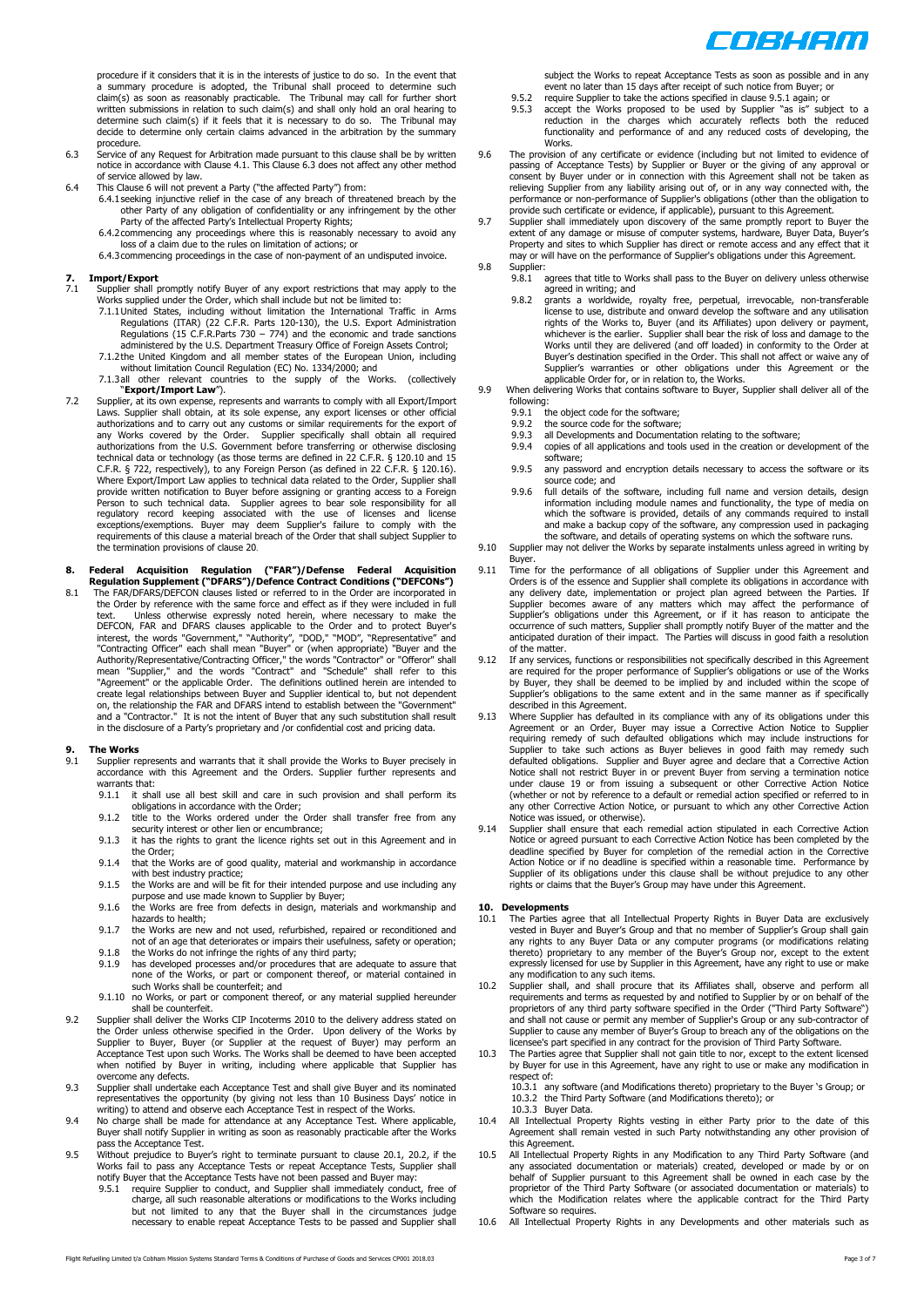procedure if it considers that it is in the interests of justice to do so. In the event that a summary procedure is adopted, the Tribunal shall proceed to determine such claim(s) as soon as reasonably practicable. The Tribunal may call for further short written submissions in relation to such claim(s) and shall only hold an oral hearing to determine such claim(s) if it feels that it is necessary to do so. The Tribunal may decide to determine only certain claims advanced in the arbitration by the summary procedure.

6.3 Service of any Request for Arbitration made pursuant to this clause shall be by written notice in accordance with Clause 4.1. This Clause 6.3 does not affect any other method of service allowed by law.

6.4 This Clause 6 will not prevent a Party ("the affected Party") from:

6.4.1 seeking injunctive relief in the case of any breach of threatened breach by the other Party of any obligation of confidentiality or any infringement by the other Party of the affected Party's Intellectual Property Rights;

6.4.2 commencing any proceedings where this is reasonably necessary to avoid any loss of a claim due to the rules on limitation of actions; or

6.4.3 commencing proceedings in the case of non-payment of an undisputed invoice.

## 7. Import/Export

7.1 Supplier shall promptly notify Buyer of any export restrictions that may apply to the Works supplied under the Order, which shall include but not be limited to:

7.1.1 United States, including without limitation the International Traffic in Arms Regulations (ITAR) (22 C.F.R. Parts 120-130), the U.S. Export Administration Regulations (15 C.F.R.Parts 730 – 774) and the economic and trade sanctions administered by the U.S. Department Treasury Office of Foreign Assets Control;

7.1.2 the United Kingdom and all member states of the European Union, including without limitation Council Regulation (EC) No. 1334/2000; and

7.1.3 all other relevant countries to the supply of the Works. (collectively "**Export/Import Law**").

7.2 Supplier, at its own expense, represents and warrants to comply with all Export/Import Laws. Supplier shall obtain, at its sole expense, any export licenses or other official authorizations and to carry out any customs or similar requirements for the export of any Works covered by the Order. Supplier specifically shall obtain all required authorizations from the U.S. Government before transferring or otherwise disclosing technical data or technology (as those terms are defined in 22 C.F.R. § 120.10 and 15 C.F.R. § 722, respectively), to any Foreign Person (as defined in 22 C.F.R. § 120.16). Where Export/Import Law applies to technical data related to the Order, Supplier shall provide written notification to Buyer before assigning or granting access to a Foreign Person to such technical data. Supplier agrees to bear sole responsibility for all regulatory record keeping associated with the use of licenses and license exceptions/exemptions. Buyer may deem Supplier's failure to comply with the requirements of this clause a material breach of the Order that shall subject Supplier to the termination provisions of clause 20.

## 8. Federal Acquisition Regulation ("FAR")/Defense Federal Acquisition Regulation Supplement ("DFARS")/Defence Contract Conditions ("DEFCONs")

8.1 The FAR/DFARS/DEFCON clauses listed or referred to in the Order are incorporated in the Order by reference with the same force and effect as if they were included in full text. Unless otherwise expressly noted herein, where necessary to make the DEFCON, FAR and DFARS clauses applicable to the Order and to protect Buyer's interest, the words "Government," "Authority", "DOD," "MOD", "Representative" and "Contracting Officer" each shall mean "Buyer" or (when appropriate) "Buyer and the Authority/Representative/Contracting Officer," the words "Contractor" or "Offeror" shall mean "Supplier," and the words "Contract" and "Schedule" shall refer to this "Agreement" or the applicable Order. The definitions outlined herein are intended to create legal relationships between Buyer and Supplier identical to, but not dependent on, the relationship the FAR and DFARS intend to establish between the "Government" and a "Contractor." It is not the intent of Buyer that any such substitution shall result in the disclosure of a Party's proprietary and /or confidential cost and pricing data.

## 9. The Works

9.1 Supplier represents and warrants that it shall provide the Works to Buyer precisely in accordance with this Agreement and the Orders. Supplier further represents and warrants that:

9.1.1 it shall use all best skill and care in such provision and shall perform its obligations in accordance with the Order;

9.1.2 title to the Works ordered under the Order shall transfer free from any security interest or other lien or encumbrance;

9.1.3 it has the rights to grant the licence rights set out in this Agreement and in the Order;

9.1.4 that the Works are of good quality, material and workmanship in accordance with best industry practice;

9.1.5 the Works are and will be fit for their intended purpose and use including any purpose and use made known to Supplier by Buyer;

9.1.6 the Works are free from defects in design, materials and workmanship and hazards to health;

9.1.7 the Works are new and not used, refurbished, repaired or reconditioned and not of an age that deteriorates or impairs their usefulness, safety or operation;

9.1.8 the Works do not infringe the rights of any third party;

9.1.9 has developed processes and/or procedures that are adequate to assure that none of the Works, or part or component thereof, or material contained in such Works shall be counterfeit; and

9.1.10 no Works, or part or component thereof, or any material supplied hereunder shall be counterfeit.

9.2 Supplier shall deliver the Works CIP Incoterms 2010 to the delivery address stated on the Order unless otherwise specified in the Order. Upon delivery of the Works by Supplier to Buyer, Buyer (or Supplier at the request of Buyer) may perform an Acceptance Test upon such Works. The Works shall be deemed to have been accepted when notified by Buyer in writing, including where applicable that Supplier has overcome any defects.

9.3 Supplier shall undertake each Acceptance Test and shall give Buyer and its nominated representatives the opportunity (by giving not less than 10 Business Days' notice in writing) to attend and observe each Acceptance Test in respect of the Works.

9.4 No charge shall be made for attendance at any Acceptance Test. Where applicable, Buyer shall notify Supplier in writing as soon as reasonably practicable after the Works pass the Acceptance Test.

9.5 Without prejudice to Buyer's right to terminate pursuant to clause 20.1, 20.2, if the Works fail to pass any Acceptance Tests or repeat Acceptance Tests, Supplier shall notify Buyer that the Acceptance Tests have not been passed and Buyer may:

9.5.1 require Supplier to conduct, and Supplier shall immediately conduct, free of charge, all such reasonable alterations or modifications to the Works including but not limited to any that the Buyer shall in the circumstances judge necessary to enable repeat Acceptance Tests to be passed and Supplier shall subject the Works to repeat Acceptance Tests as soon as possible and in any event no later than 15 days after receipt of such notice from Buyer; or

9.5.2 require Supplier to take the actions specified in clause 9.5.1 again; or

9.5.3 accept the Works proposed to be used by Supplier "as is" subject to a reduction in the charges which accurately reflects both the reduced functionality and performance of and any reduced costs of developing, the Works.

9.6 The provision of any certificate or evidence (including but not limited to evidence of passing of Acceptance Tests) by Supplier or Buyer or the giving of any approval or consent by Buyer under or in connection with this Agreement shall not be taken as relieving Supplier from any liability arising out of, or in any way connected with, the performance or non-performance of Supplier's obligations (other than the obligation to provide such certificate or evidence, if applicable), pursuant to this Agreement.

9.7 Supplier shall immediately upon discovery of the same promptly report to Buyer the extent of any damage or misuse of computer systems, hardware, Buyer Data, Buyer's Property and sites to which Supplier has direct or remote access and any effect that it may or will have on the performance of Supplier's obligations under this Agreement.

9.8 Supplier:

9.8.1 agrees that title to Works shall pass to the Buyer on delivery unless otherwise agreed in writing; and

9.8.2 grants a worldwide, royalty free, perpetual, irrevocable, non-transferable license to use, distribute and onward develop the software and any utilisation rights of the Works to, Buyer (and its Affiliates) upon delivery or payment, whichever is the earlier. Supplier shall bear the risk of loss and damage to the Works until they are delivered (and off loaded) in conformity to the Order at Buyer's destination specified in the Order. This shall not affect or waive any of Supplier's warranties or other obligations under this Agreement or the applicable Order for, or in relation to, the Works.

9.9 When delivering Works that contains software to Buyer, Supplier shall deliver all of the following:

9.9.1 the object code for the software;

9.9.2 the source code for the software;

9.9.3 all Developments and Documentation relating to the software;

9.9.4 copies of all applications and tools used in the creation or development of the software;

9.9.5 any password and encryption details necessary to access the software or its source code; and

9.9.6 full details of the software, including full name and version details, design information including module names and functionality, the type of media on which the software is provided, details of any commands required to install and make a backup copy of the software, any compression used in packaging the software, and details of operating systems on which the software runs.

9.10 Supplier may not deliver the Works by separate instalments unless agreed in writing by Buyer.

9.11 Time for the performance of all obligations of Supplier under this Agreement and Orders is of the essence and Supplier shall complete its obligations in accordance with any delivery date, implementation or project plan agreed between the Parties. If Supplier becomes aware of any matters which may affect the performance of Supplier's obligations under this Agreement, or if it has reason to anticipate the occurrence of such matters, Supplier shall promptly notify Buyer of the matter and the anticipated duration of their impact. The Parties will discuss in good faith a resolution of the matter.

9.12 If any services, functions or responsibilities not specifically described in this Agreement are required for the proper performance of Supplier's obligations or use of the Works by Buyer, they shall be deemed to be implied by and included within the scope of Supplier's obligations to the same extent and in the same manner as if specifically described in this Agreement.

9.13 Where Supplier has defaulted in its compliance with any of its obligations under this Agreement or an Order, Buyer may issue a Corrective Action Notice to Supplier requiring remedy of such defaulted obligations which may include instructions for Supplier to take such actions as Buyer believes in good faith may remedy such defaulted obligations. Supplier and Buyer agree and declare that a Corrective Action Notice shall not restrict Buyer in or prevent Buyer from serving a termination notice under clause 19 or from issuing a subsequent or other Corrective Action Notice (whether or not by reference to a default or remedial action specified or referred to in any other Corrective Action Notice, or pursuant to which any other Corrective Action Notice was issued, or otherwise).

9.14 Supplier shall ensure that each remedial action stipulated in each Corrective Action Notice or agreed pursuant to each Corrective Action Notice has been completed by the deadline specified by Buyer for completion of the remedial action in the Corrective Action Notice or if no deadline is specified within a reasonable time. Performance by Supplier of its obligations under this clause shall be without prejudice to any other rights or claims that the Buyer's Group may have under this Agreement.

## 10. Developments

10.1 The Parties agree that all Intellectual Property Rights in Buyer Data are exclusively vested in Buyer and Buyer's Group and that no member of Supplier's Group shall gain any rights to any Buyer Data or any computer programs (or modifications relating thereto) proprietary to any member of the Buyer's Group nor, except to the extent expressly licensed for use by Supplier in this Agreement, have any right to use or make any modification to any such items.

10.2 Supplier shall, and shall procure that its Affiliates shall, observe and perform all requirements and terms as requested by and notified to Supplier by or on behalf of the proprietors of any third party software specified in the Order ("Third Party Software") and shall not cause or permit any member of Supplier's Group or any sub-contractor of Supplier to cause any member of Buyer's Group to breach any of the obligations on the licensee's part specified in any contract for the provision of Third Party Software.

10.3 The Parties agree that Supplier shall not gain title to nor, except to the extent licensed by Buyer for use in this Agreement, have any right to use or make any modification in respect of:

10.3.1 any software (and Modifications thereto) proprietary to the Buyer 's Group; or

10.3.2 the Third Party Software (and Modifications thereto); or

10.3.3 Buyer Data.

10.4 All Intellectual Property Rights vesting in either Party prior to the date of this Agreement shall remain vested in such Party notwithstanding any other provision of this Agreement.

10.5 All Intellectual Property Rights in any Modification to any Third Party Software (and any associated documentation or materials) created, developed or made by or on behalf of Supplier pursuant to this Agreement shall be owned in each case by the proprietor of the Third Party Software (or associated documentation or materials) to which the Modification relates where the applicable contract for the Third Party Software so requires.

10.6 All Intellectual Property Rights in any Developments and other materials such as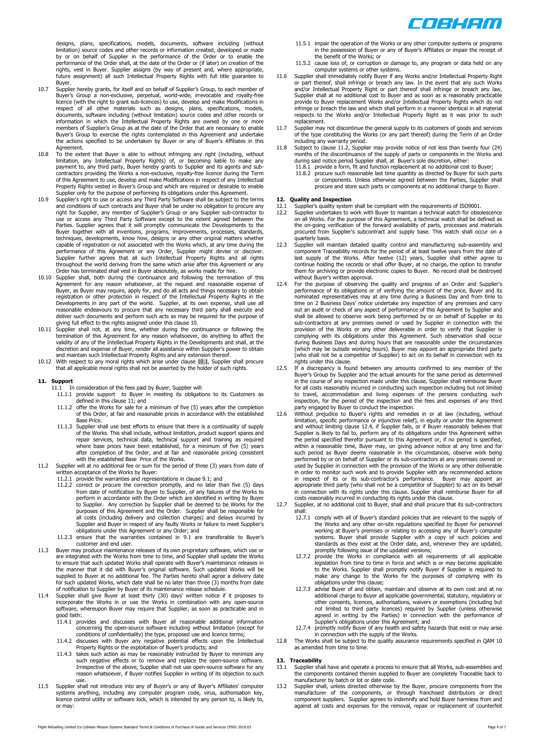designs, plans, specifications, models, documents, software including (without limitation) source codes and other records or information created, developed or made by or on behalf of Supplier in the performance of the Order or to enable the performance of the Order shall, at the date of the Order or (if later) on creation of the rights, vest in Buyer. Supplier assigns (by way of present and, where appropriate, future assignment) all such Intellectual Property Rights with full title guarantee to Buyer.

10.7 Supplier hereby grants, for itself and on behalf of Supplier's Group, to each member of Buyer's Group a non-exclusive, perpetual, world-wide, irrevocable and royalty-free licence (with the right to grant sub-licences) to use, develop and make Modifications in respect of all other materials such as designs, plans, specifications, models, documents, software including (without limitation) source codes and other records or information in which the Intellectual Property Rights are owned by one or more members of Supplier's Group as at the date of the Order that are necessary to enable Buyer's Group to exercise the rights contemplated in this Agreement and undertake the actions specified to be undertaken by Buyer or any of Buyer's Affiliates in this Agreement.

10.8 To the extent that Buyer is able to without infringing any right (including, without limitation, any Intellectual Property Rights) of, or becoming liable to make any payment to, any third party, Buyer hereby grants to Supplier and its agents and sub-contractors providing the Works a non-exclusive, royalty-free licence during the Term of this Agreement to use, develop and make Modifications in respect of any Intellectual Property Rights vested in Buyer's Group and which are required or desirable to enable Supplier only for the purpose of performing its obligations under this Agreement.

10.9 Supplier's right to use or access any Third Party Software shall be subject to the terms and conditions of such contracts and Buyer shall be under no obligation to procure any right for Supplier, any member of Supplier's Group or any Supplier sub-contractor to use or access any Third Party Software except to the extent agreed between the Parties. Supplier agrees that it will promptly communicate the Developments to the Buyer together with all inventions, programs, improvements, processes, standards, techniques, developments, know how, designs or any other original matters whether capable of registration or not associated with the Works which, at any time during the performance of this Agreement or any Order, Supplier might devise or discover. Supplier further agrees that all such Intellectual Property Rights and all rights throughout the world deriving from the same which arise after this Agreement or any Order has terminated shall vest in Buyer absolutely, as works made for hire.

10.10 Supplier shall, both during the continuance and following the termination of this Agreement for any reason whatsoever, at the request and reasonable expense of Buyer, as Buyer may require, apply for, and do all acts and things necessary to obtain registration or other protection in respect of the Intellectual Property Rights in the Developments in any part of the world. Supplier, at its own expense, shall use all reasonable endeavours to procure that any necessary third party shall execute and deliver such documents and perform such acts as may be required for the purpose of giving full effect to the rights assigned under this clause 10.

10.11 Supplier shall not, at any time, whether during the continuance or following the termination of this Agreement for any reason whatsoever, do anything to affect the validity of any of the Intellectual Property Rights in the Developments and shall, at the discretion and expense of Buyer, render all assistance within Supplier's power to obtain and maintain such Intellectual Property Rights and any extension thereof.

10.12 With respect to any moral rights which arise under clause 10.1, Supplier shall procure that all applicable moral rights shall not be asserted by the holder of such rights.

## 11. Support

11.1 In consideration of the fees paid by Buyer, Supplier will:

11.1.1 provide support to Buyer in meeting its obligations to its Customers as defined in this clause 11; and

11.1.2 offer the Works for sale for a minimum of five (5) years after the completion of this Order, at fair and reasonable prices in accordance with the established Base Price.

11.1.3 Supplier shall use best efforts to ensure that there is a continuality of supply of the Works. This shall include, without limitation, product support spares and repair services, technical data, technical support and training as required where base prices have been established, for a minimum of five (5) years after completion of the Order, and at fair and reasonable pricing consistent with the established Base Price of the Works.

11.2 Supplier will at no additional fee or sum for the period of three (3) years from date of written acceptance of the Works by Buyer:

11.2.1 provide the warranties and representations in clause 9.1; and

11.2.2 correct or procure the correction promptly, and no later than five (5) days from date of notification by Buyer to Supplier, of any failures of the Works to perform in accordance with the Order which are identified in writing by Buyer to Supplier. Any correction by Supplier shall be deemed to be Works for the purposes of this Agreement and the Order. Supplier shall be responsible for all costs (including delivery and collection charges) and delays incurred by Supplier and Buyer in respect of any faulty Works or failure to meet Supplier's obligations under this Agreement or any Order; and

11.2.3 ensure that the warranties contained in 9.1 are transferable to Buyer's customer and end user.

11.3 Buyer may produce maintenance releases of its own proprietary software, which use or are integrated with the Works from time to time, and Supplier shall update the Works to ensure that such updated Works shall operate with Buyer's maintenance releases in the manner that it did with Buyer's original software. Such updated Works will be supplied to Buyer at no additional fee. The Parties hereto shall agree a delivery date for such updated Works, which date shall be no later than three (3) months from date of notification to Supplier by Buyer of its maintenance release schedule.

11.4 Supplier shall give Buyer at least thirty (30) days' written notice if it proposes to incorporate the Works in or use the Works in combination with any open-source software, whereupon Buyer may require that Supplier, as soon as practicable and in good faith:

11.4.1 provides and discusses with Buyer all reasonable additional information concerning the open-source software including without limitation (except for conditions of confidentiality) the type, proposed use and licence terms;

11.4.2 discusses with Buyer any negative potential effects upon the Intellectual Property Rights or the exploitation of Buyer's products; and

11.4.3 takes such action as may be reasonably instructed by Buyer to minimize any such negative effects or to remove and replace the open-source software. Irrespective of the above, Supplier shall not use open-source software for any reason whatsoever, if Buyer notifies Supplier in writing of its objection to such use.

11.5 Supplier shall not introduce into any of Buyer's or any of Buyer's Affiliates' computer systems anything, including any computer program code, virus, authorisation key, licence control utility or software lock, which is intended by any person to, is likely to, or may:

11.5.1 impair the operation of the Works or any other computer systems or programs in the possession of Buyer or any of Buyer's Affiliates or impair the receipt of the benefit of the Works; or

11.5.2 cause loss of, or corruption or damage to, any program or data held on any computer systems or other systems.

11.6 Supplier shall immediately notify Buyer if any Works and/or Intellectual Property Right or part thereof, shall infringe or breach any law. In the event that any such Works and/or Intellectual Property Right or part thereof shall infringe or breach any law, Supplier shall at no additional cost to Buyer and as soon as is reasonably practicable provide to Buyer replacement Works and/or Intellectual Property Rights which do not infringe or breach the law and which shall perform in a manner identical in all material respects to the Works and/or Intellectual Property Right as it was prior to such replacement.

11.7 Supplier may not discontinue the general supply to its customers of goods and services of the type constituting the Works (or any part thereof) during the Term of an Order including any warranty period.

11.8 Subject to clause 11.2, Supplier may provide notice of not less than twenty four (24) months of the discontinuance of the supply of parts or components in the Works and during said notice period Supplier shall, at Buyer's sole discretion, either:

11.8.1 provide a form, fit and function replacement at no additional cost to Buyer;

11.8.2 procure such reasonable last time quantity as directed by Buyer for such parts or components. Unless otherwise agreed between the Parties, Supplier shall procure and store such parts or components at no additional charge to Buyer.

## 12. Quality and Inspection

12.1 Supplier's quality system shall be compliant with the requirements of ISO9001.

12.2 Supplier undertakes to work with Buyer to maintain a technical watch for obsolescence on all Works. For the purpose of this Agreement, a technical watch shall be defined as the on-going verification of the forward availability of parts, processes and materials procured from Supplier's subcontract and supply base. This watch shall occur on a quarterly basis.

12.3 Supplier will maintain detailed quality control and manufacturing sub-assembly and component Traceability records for the period of at least twelve years from the date of last supply of the Works. After twelve (12) years, Supplier shall either agree to continue holding the records or shall offer Buyer, at no charge, the option to transfer them for archiving or provide electronic copies to Buyer. No record shall be destroyed without Buyer's written approval.

12.4 For the purpose of observing the quality and progress of an Order and Supplier's performance of its obligations or of verifying the amount of the price, Buyer and its nominated representatives may at any time during a Business Day and from time to time on 2 Business Days' notice undertake any inspection of any premises and carry out an audit or check of any aspect of performance of this Agreement by Supplier and shall be allowed to observe work being performed by or on behalf of Supplier or its sub-contractors at any premises owned or used by Supplier in connection with the provision of the Works or any other deliverable in order to verify that Supplier is complying with its obligations under this Agreement. Such observation shall occur during Business Days and during hours that are reasonable under the circumstances (which may be outside working hours). Buyer may appoint an appropriate third party (who shall not be a competitor of Supplier) to act on its behalf in connection with its rights under this clause.

12.5 If a discrepancy is found between any amounts confirmed to any member of the Buyer's Group by Supplier and the actual amounts for the same period as determined in the course of any inspection made under this clause, Supplier shall reimburse Buyer for all costs reasonably incurred in conducting such inspection including but not limited to travel, accommodation and living expenses of the persons conducting such inspection, for the period of the inspection and the fees and expenses of any third party engaged by Buyer to conduct the inspection.

12.6 Without prejudice to Buyer's rights and remedies in or at law (including, without limitation, specific performance or injunctive relief), in equity or under this Agreement and without limiting clause 12.4, if Supplier fails, or if Buyer reasonably believes that Supplier is likely to fail to, perform any of its obligations under this Agreement within the period specified therefor pursuant to this Agreement or, if no period is specified, within a reasonable time, Buyer may, on giving advance notice at any time and for such period as Buyer deems reasonable in the circumstances, observe work being performed by or on behalf of Supplier or its sub-contractors at any premises owned or used by Supplier in connection with the provision of the Works or any other deliverable in order to monitor such work and to provide Supplier with any recommended actions in respect of its or its sub-contractor's performance. Buyer may appoint an appropriate third party (who shall not be a competitor of Supplier) to act on its behalf in connection with its rights under this clause. Supplier shall reimburse Buyer for all costs reasonably incurred in conducting its rights under this clause.

12.7 Supplier, at no additional cost to Buyer, shall and shall procure that its sub-contractors shall:

12.7.1 comply with all of Buyer's standard policies that are relevant to the supply of the Works and any other on-site regulations specified by Buyer for personnel working at Buyer's premises or relating to accessing any of Buyer's computer systems. Buyer shall provide Supplier with a copy of such policies and standards as they exist at the Order date, and, whenever they are updated, promptly following issue of the updated versions;

12.7.2 provide the Works in compliance with all requirements of all applicable legislation from time to time in force and which is or may become applicable to the Works. Supplier shall promptly notify Buyer if Supplier is required to make any change to the Works for the purposes of complying with its obligations under this clause;

12.7.3 advise Buyer of and obtain, maintain and observe at its own cost and at no additional charge to Buyer all applicable governmental, statutory, regulatory or other consents, licences, authorisations, waivers or exemptions (including but not limited to third party licences) required by Supplier (unless otherwise agreed in writing by the Parties) in connection with the performance of Supplier's obligations under this Agreement; and

12.7.4 promptly notify Buyer of any health and safety hazards that exist or may arise in connection with the supply of the Works.

12.8 The Works shall be subject to the quality assurance requirements specified in QAM 10 as amended from time to time.

## 13. Traceability

13.1 Supplier shall have and operate a process to ensure that all Works, sub-assemblies and the components contained therein supplied to Buyer are completely Traceable back to manufacturer by batch or lot or date code.

13.2 Supplier shall, unless directed otherwise by the Buyer, procure components from the manufacturer of the components, or through franchised distributors or direct component suppliers. Supplier agrees to indemnify and hold Buyer harmless from and against all costs and expenses for the removal, repair or replacement of counterfeit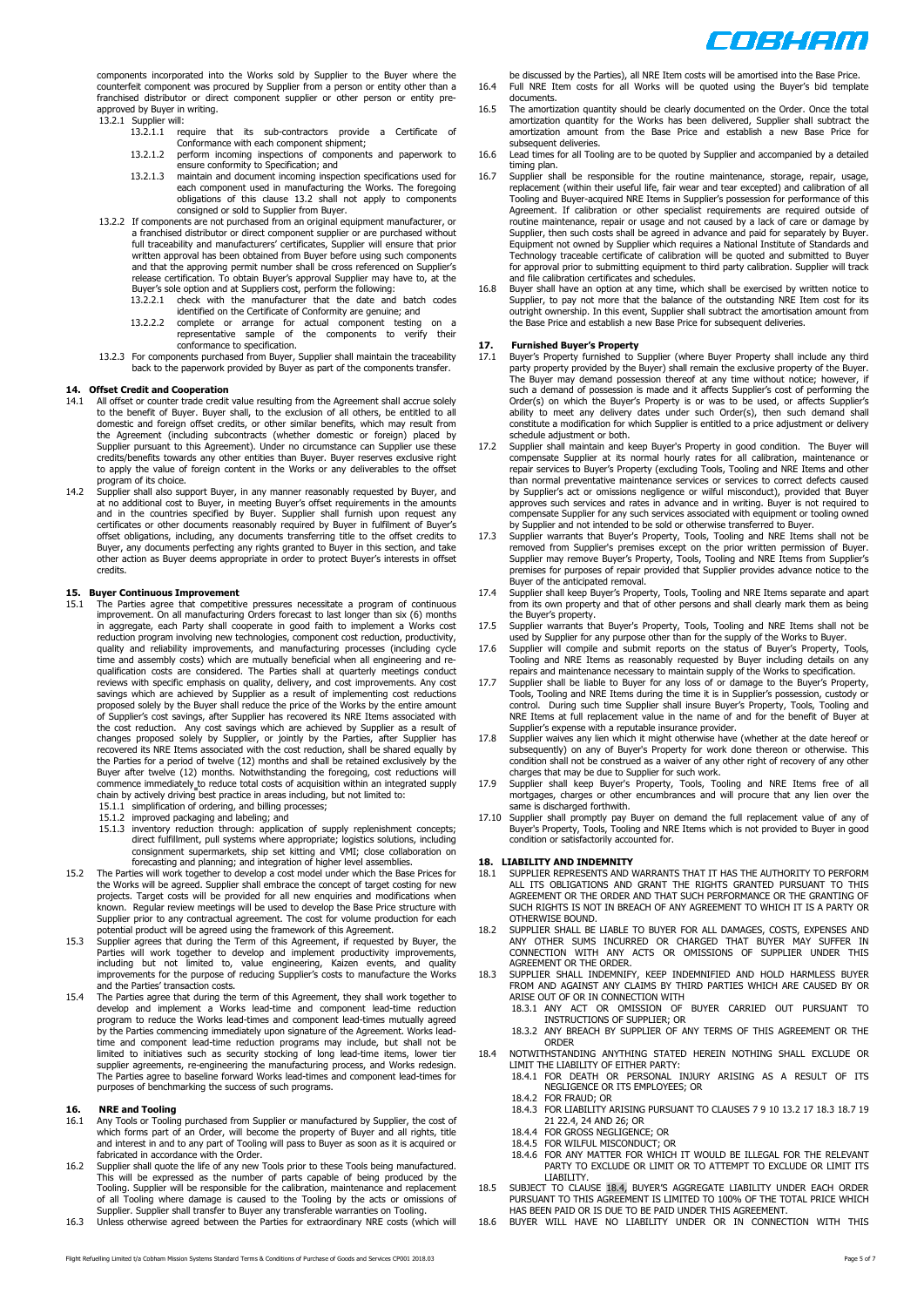components incorporated into the Works sold by Supplier to the Buyer where the counterfeit component was procured by Supplier from a person or entity other than a franchised distributor or direct component supplier or other person or entity pre-approved by Buyer in writing.

13.2.1 Supplier will:

13.2.1.1 require that its sub-contractors provide a Certificate of Conformance with each component shipment;

13.2.1.2 perform incoming inspections of components and paperwork to ensure conformity to Specification; and

13.2.1.3 maintain and document incoming inspection specifications used for each component used in manufacturing the Works. The foregoing obligations of this clause 13.2 shall not apply to components consigned or sold to Supplier from Buyer.

13.2.2 If components are not purchased from an original equipment manufacturer, or a franchised distributor or direct component supplier or are purchased without full traceability and manufacturers' certificates, Supplier will ensure that prior written approval has been obtained from Buyer before using such components and that the approving permit number shall be cross referenced on Supplier's release certification. To obtain Buyer's approval Supplier may have to, at the Buyer's sole option and at Suppliers cost, perform the following:

13.2.2.1 check with the manufacturer that the date and batch codes identified on the Certificate of Conformity are genuine; and

13.2.2.2 complete or arrange for actual component testing on a representative sample of the components to verify their conformance to specification.

13.2.3 For components purchased from Buyer, Supplier shall maintain the traceability back to the paperwork provided by Buyer as part of the components transfer.

**14. Offset Credit and Cooperation**

14.1 All offset or counter trade credit value resulting from the Agreement shall accrue solely to the benefit of Buyer. Buyer shall, to the exclusion of all others, be entitled to all domestic and foreign offset credits, or other similar benefits, which may result from the Agreement (including subcontracts (whether domestic or foreign) placed by Supplier pursuant to this Agreement). Under no circumstance can Supplier use these credits/benefits towards any other entities than Buyer. Buyer reserves exclusive right to apply the value of foreign content in the Works or any deliverables to the offset program of its choice.

14.2 Supplier shall also support Buyer, in any manner reasonably requested by Buyer, and at no additional cost to Buyer, in meeting Buyer's offset requirements in the amounts and in the countries specified by Buyer. Supplier shall furnish upon request any certificates or other documents reasonably required by Buyer in fulfilment of Buyer's offset obligations, including, any documents transferring title to the offset credits to Buyer, any documents perfecting any rights granted to Buyer in this section, and take other action as Buyer deems appropriate in order to protect Buyer's interests in offset credits.

**15. Buyer Continuous Improvement**

15.1 The Parties agree that competitive pressures necessitate a program of continuous improvement. On all manufacturing Orders forecast to last longer than six (6) months in aggregate, each Party shall cooperate in good faith to implement a Works cost reduction program involving new technologies, component cost reduction, productivity, quality and reliability improvements, and manufacturing processes (including cycle time and assembly costs) which are mutually beneficial when all engineering and re-qualification costs are considered. The Parties shall at quarterly meetings conduct reviews with specific emphasis on quality, delivery, and cost improvements. Any cost savings which are achieved by Supplier as a result of implementing cost reductions proposed solely by the Buyer shall reduce the price of the Works by the entire amount of Supplier's cost savings, after Supplier has recovered its NRE Items associated with the cost reduction. Any cost savings which are achieved by Supplier as a result of changes proposed solely by Supplier, or jointly by the Parties, after Supplier has recovered its NRE Items associated with the cost reduction, shall be shared equally by the Parties for a period of twelve (12) months and shall be retained exclusively by the Buyer after twelve (12) months. Notwithstanding the foregoing, cost reductions will commence immediately to reduce total costs of acquisition within an integrated supply chain by actively driving best practice in areas including, but not limited to:

15.1.1 simplification of ordering, and billing processes;

15.1.2 improved packaging and labeling; and

15.1.3 inventory reduction through: application of supply replenishment concepts; direct fulfillment, pull systems where appropriate; logistics solutions, including consignment supermarkets, ship set kitting and VMI; close collaboration on forecasting and planning; and integration of higher level assemblies.

15.2 The Parties will work together to develop a cost model under which the Base Prices for the Works will be agreed. Supplier shall embrace the concept of target costing for new projects. Target costs will be provided for all new enquiries and modifications when known. Regular review meetings will be used to develop the Base Price structure with Supplier prior to any contractual agreement. The cost for volume production for each potential product will be agreed using the framework of this Agreement.

15.3 Supplier agrees that during the Term of this Agreement, if requested by Buyer, the Parties will work together to develop and implement productivity improvements, including but not limited to, value engineering, Kaizen events, and quality improvements for the purpose of reducing Supplier's costs to manufacture the Works and the Parties' transaction costs.

15.4 The Parties agree that during the term of this Agreement, they shall work together to develop and implement a Works lead-time and component lead-time reduction program to reduce the Works lead-times and component lead-times mutually agreed by the Parties commencing immediately upon signature of the Agreement. Works lead-time and component lead-time reduction programs may include, but shall not be limited to initiatives such as security stocking of long lead-time items, lower tier supplier agreements, re-engineering the manufacturing process, and Works redesign. The Parties agree to baseline forward Works lead-times and component lead-times for purposes of benchmarking the success of such programs.

**16. NRE and Tooling**

16.1 Any Tools or Tooling purchased from Supplier or manufactured by Supplier, the cost of which forms part of an Order, will become the property of Buyer and all rights, title and interest in and to any part of Tooling will pass to Buyer as soon as it is acquired or fabricated in accordance with the Order.

16.2 Supplier shall quote the life of any new Tools prior to these Tools being manufactured. This will be expressed as the number of parts capable of being produced by the Tooling. Supplier will be responsible for the calibration, maintenance and replacement of all Tooling where damage is caused to the Tooling by the acts or omissions of Supplier. Supplier shall transfer to Buyer any transferable warranties on Tooling.

16.3 Unless otherwise agreed between the Parties for extraordinary NRE costs (which will be discussed by the Parties), all NRE Item costs will be amortised into the Base Price.

16.4 Full NRE Item costs for all Works will be quoted using the Buyer's bid template documents.

16.5 The amortization quantity should be clearly documented on the Order. Once the total amortization quantity for the Works has been delivered, Supplier shall subtract the amortization amount from the Base Price and establish a new Base Price for subsequent deliveries.

16.6 Lead times for all Tooling are to be quoted by Supplier and accompanied by a detailed timing plan.

16.7 Supplier shall be responsible for the routine maintenance, storage, repair, usage, replacement (within their useful life, fair wear and tear excepted) and calibration of all Tooling and Buyer-acquired NRE Items in Supplier's possession for performance of this Agreement. If calibration or other specialist requirements are required outside of routine maintenance, repair or usage and not caused by a lack of care or damage by Supplier, then such costs shall be agreed in advance and paid for separately by Buyer. Equipment not owned by Supplier which requires a National Institute of Standards and Technology traceable certificate of calibration will be quoted and submitted to Buyer for approval prior to submitting equipment to third party calibration. Supplier will track and file calibration certificates and schedules.

16.8 Buyer shall have an option at any time, which shall be exercised by written notice to Supplier, to pay not more that the balance of the outstanding NRE Item cost for its outright ownership. In this event, Supplier shall subtract the amortisation amount from the Base Price and establish a new Base Price for subsequent deliveries.

**17. Furnished Buyer's Property**

17.1 Buyer's Property furnished to Supplier (where Buyer Property shall include any third party property provided by the Buyer) shall remain the exclusive property of the Buyer. The Buyer may demand possession thereof at any time without notice; however, if such a demand of possession is made and it affects Supplier's cost of performing the Order(s) on which the Buyer's Property is or was to be used, or affects Supplier's ability to meet any delivery dates under such Order(s), then such demand shall constitute a modification for which Supplier is entitled to a price adjustment or delivery schedule adjustment or both.

17.2 Supplier shall maintain and keep Buyer's Property in good condition. The Buyer will compensate Supplier at its normal hourly rates for all calibration, maintenance or repair services to Buyer's Property (excluding Tools, Tooling and NRE Items and other than normal preventative maintenance services or services to correct defects caused by Supplier's act or omissions negligence or wilful misconduct), provided that Buyer approves such services and rates in advance and in writing. Buyer is not required to compensate Supplier for any such services associated with equipment or tooling owned by Supplier and not intended to be sold or otherwise transferred to Buyer.

17.3 Supplier warrants that Buyer's Property, Tools, Tooling and NRE Items shall not be removed from Supplier's premises except on the prior written permission of Buyer. Supplier may remove Buyer's Property, Tools, Tooling and NRE Items from Supplier's premises for purposes of repair provided that Supplier provides advance notice to the Buyer of the anticipated removal.

17.4 Supplier shall keep Buyer's Property, Tools, Tooling and NRE Items separate and apart from its own property and that of other persons and shall clearly mark them as being the Buyer's property.

17.5 Supplier warrants that Buyer's Property, Tools, Tooling and NRE Items shall not be used by Supplier for any purpose other than for the supply of the Works to Buyer.

17.6 Supplier will compile and submit reports on the status of Buyer's Property, Tools, Tooling and NRE Items as reasonably requested by Buyer including details on any repairs and maintenance necessary to maintain supply of the Works to specification.

17.7 Supplier shall be liable to Buyer for any loss of or damage to the Buyer's Property, Tools, Tooling and NRE Items during the time it is in Supplier's possession, custody or control. During such time Supplier shall insure Buyer's Property, Tools, Tooling and NRE Items at full replacement value in the name of and for the benefit of Buyer at Supplier's expense with a reputable insurance provider.

17.8 Supplier waives any lien which it might otherwise have (whether at the date hereof or subsequently) on any of Buyer's Property for work done thereon or otherwise. This condition shall not be construed as a waiver of any other right of recovery of any other charges that may be due to Supplier for such work.

17.9 Supplier shall keep Buyer's Property, Tools, Tooling and NRE Items free of all mortgages, charges or other encumbrances and will procure that any lien over the same is discharged forthwith.

17.10 Supplier shall promptly pay Buyer on demand the full replacement value of any of Buyer's Property, Tools, Tooling and NRE Items which is not provided to Buyer in good condition or satisfactorily accounted for.

**18. LIABILITY AND INDEMNITY**

18.1 SUPPLIER REPRESENTS AND WARRANTS THAT IT HAS THE AUTHORITY TO PERFORM ALL ITS OBLIGATIONS AND GRANT THE RIGHTS GRANTED PURSUANT TO THIS AGREEMENT OR THE ORDER AND THAT SUCH PERFORMANCE OR THE GRANTING OF SUCH RIGHTS IS NOT IN BREACH OF ANY AGREEMENT TO WHICH IT IS A PARTY OR OTHERWISE BOUND.

18.2 SUPPLIER SHALL BE LIABLE TO BUYER FOR ALL DAMAGES, COSTS, EXPENSES AND ANY OTHER SUMS INCURRED OR CHARGED THAT BUYER MAY SUFFER IN CONNECTION WITH ANY ACTS OR OMISSIONS OF SUPPLIER UNDER THIS AGREEMENT OR THE ORDER.

18.3 SUPPLIER SHALL INDEMNIFY, KEEP INDEMNIFIED AND HOLD HARMLESS BUYER FROM AND AGAINST ANY CLAIMS BY THIRD PARTIES WHICH ARE CAUSED BY OR ARISE OUT OF OR IN CONNECTION WITH

18.3.1 ANY ACT OR OMISSION OF BUYER CARRIED OUT PURSUANT TO INSTRUCTIONS OF SUPPLIER; OR

18.3.2 ANY BREACH BY SUPPLIER OF ANY TERMS OF THIS AGREEMENT OR THE ORDER

18.4 NOTWITHSTANDING ANYTHING STATED HEREIN NOTHING SHALL EXCLUDE OR LIMIT THE LIABILITY OF EITHER PARTY:

18.4.1 FOR DEATH OR PERSONAL INJURY ARISING AS A RESULT OF ITS NEGLIGENCE OR ITS EMPLOYEES; OR

18.4.2 FOR FRAUD; OR

18.4.3 FOR LIABILITY ARISING PURSUANT TO CLAUSES 7 9 10 13.2 17 18.3 18.7 19 21 22.4, 24 AND 26; OR

18.4.4 FOR GROSS NEGLIGENCE; OR

18.4.5 FOR WILFUL MISCONDUCT; OR

18.4.6 FOR ANY MATTER FOR WHICH IT WOULD BE ILLEGAL FOR THE RELEVANT PARTY TO EXCLUDE OR LIMIT OR TO ATTEMPT TO EXCLUDE OR LIMIT ITS LIABILITY.

18.5 SUBJECT TO CLAUSE 18.4, BUYER'S AGGREGATE LIABILITY UNDER EACH ORDER PURSUANT TO THIS AGREEMENT IS LIMITED TO 100% OF THE TOTAL PRICE WHICH HAS BEEN PAID OR IS DUE TO BE PAID UNDER THIS AGREEMENT.

18.6 BUYER WILL HAVE NO LIABILITY UNDER OR IN CONNECTION WITH THIS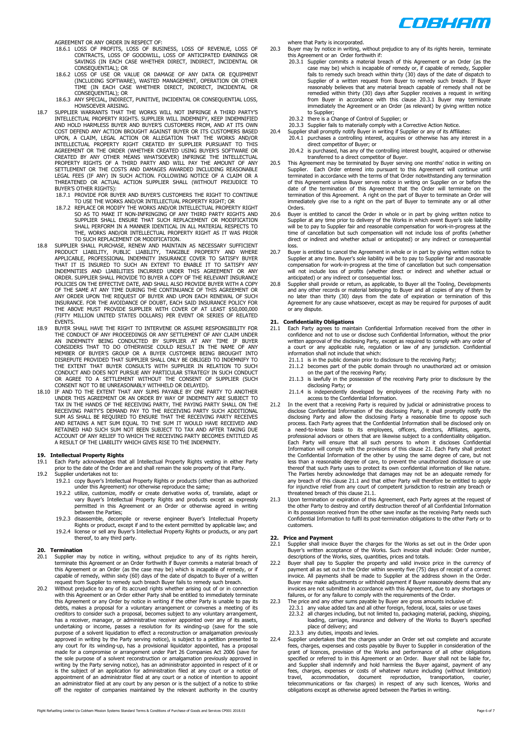AGREEMENT OR ANY ORDER IN RESPECT OF:

18.6.1 LOSS OF PROFITS, LOSS OF BUSINESS, LOSS OF REVENUE, LOSS OF CONTRACTS, LOSS OF GOODWILL, LOSS OF ANTICIPATED EARNINGS OR SAVINGS (IN EACH CASE WHETHER DIRECT, INDIRECT, INCIDENTAL OR CONSEQUENTIAL); OR

18.6.2 LOSS OF USE OR VALUE OR DAMAGE OF ANY DATA OR EQUIPMENT (INCLUDING SOFTWARE), WASTED MANAGEMENT, OPERATION OR OTHER TIME (IN EACH CASE WHETHER DIRECT, INDIRECT, INCIDENTAL OR CONSEQUENTIAL); OR

18.6.3 ANY SPECIAL, INDIRECT, PUNITIVE, INCIDENTAL OR CONSEQUENTIAL LOSS, HOWSOEVER ARISING.

18.7 SUPPLIER WARRANTS THAT THE WORKS WILL NOT INFRINGE A THIRD PARTY'S INTELLECTUAL PROPERTY RIGHTS. SUPPLIER WILL INDEMNIFY, KEEP INDEMNIFIED AND HOLD HARMLESS BUYER AND BUYER'S CUSTOMERS FROM, AND AT ITS OWN COST DEFEND ANY ACTION BROUGHT AGAINST BUYER OR ITS CUSTOMERS BASED UPON, A CLAIM, LEGAL ACTION OR ALLEGATION THAT THE WORKS AND/OR INTELLECTUAL PROPERTY RIGHT CREATED BY SUPPLIER PURSUANT TO THIS AGREEMENT OR THE ORDER (WHETHER CREATED USING BUYER'S SOFTWARE OR CREATED BY ANY OTHER MEANS WHATSOEVER) INFRINGE THE INTELLECTUAL PROPERTY RIGHTS OF A THIRD PARTY AND WILL PAY THE AMOUNT OF ANY SETTLEMENT OR THE COSTS AND DAMAGES AWARDED INCLUDING REASONABLE LEGAL FEES (IF ANY) IN SUCH ACTION. FOLLOWING NOTICE OF A CLAIM OR A THREATENED OR ACTUAL ACTION SUPPLIER SHALL (WITHOUT PREJUDICE TO BUYER'S OTHER RIGHTS):

18.7.1 PROVIDE FOR BUYER AND BUYER'S CUSTOMERS THE RIGHT TO CONTINUE TO USE THE WORKS AND/OR INTELLECTUAL PROPERTY RIGHT; OR

18.7.2 REPLACE OR MODIFY THE WORKS AND/OR INTELLECTUAL PROPERTY RIGHT SO AS TO MAKE IT NON-INFRINGING OF ANY THIRD PARTY RIGHTS AND SUPPLIER SHALL ENSURE THAT SUCH REPLACEMENT OR MODIFICATION SHALL PERFORM IN A MANNER IDENTICAL IN ALL MATERIAL RESPECTS TO THE, WORKS AND/OR INTELLECTUAL PROPERTY RIGHT AS IT WAS PRIOR TO SUCH REPLACEMENT OR MODIFICATION.

18.8 SUPPLIER SHALL PURCHASE, RENEW AND MAINTAIN AS NECESSARY SUFFICIENT PRODUCT LIABILITY, PUBLIC LIABILITY, TANGIBLE PROPERTY AND WHERE APPLICABLE, PROFESSIONAL INDEMNITY INSURANCE COVER TO SATISFY BUYER THAT IT IS INSURED TO SUCH AN EXTENT TO ENABLE IT TO SATISFY ANY INDEMNITIES AND LIABILITIES INCURRED UNDER THIS AGREEMENT OR ANY ORDER. SUPPLIER SHALL PROVIDE TO BUYER A COPY OF THE RELEVANT INSURANCE POLICIES ON THE EFFECTIVE DATE, AND SHALL ALSO PROVIDE BUYER WITH A COPY OF THE SAME AT ANY TIME DURING THE CONTINUANCE OF THIS AGREEMENT OR ANY ORDER UPON THE REQUEST OF BUYER AND UPON EACH RENEWAL OF SUCH INSURANCE. FOR THE AVOIDANCE OF DOUBT, EACH SAID INSURANCE POLICY FOR THE ABOVE MUST PROVIDE SUPPLIER WITH COVER OF AT LEAST $50,000,000 (FIFTY MILLION UNITED STATES DOLLARS) PER EVENT OR SERIES OF RELATED EVENTS.

18.9 BUYER SHALL HAVE THE RIGHT TO INTERVENE OR ASSUME RESPONSIBILITY FOR THE CONDUCT OF ANY PROCEEDINGS OR ANY SETTLEMENT OF ANY CLAIM UNDER AN INDEMNITY BEING CONDUCTED BY SUPPLIER AT ANY TIME IF BUYER CONSIDERS THAT TO DO OTHERWISE COULD RESULT IN THE NAME OF ANY MEMBER OF BUYER'S GROUP OR A BUYER CUSTOMER BEING BROUGHT INTO DISREPUTE PROVIDED THAT SUPPLIER SHALL ONLY BE OBLIGED TO INDEMNIFY TO THE EXTENT THAT BUYER CONSULTS WITH SUPPLIER IN RELATION TO SUCH CONDUCT AND DOES NOT PURSUE ANY PARTICULAR STRATEGY IN SUCH CONDUCT OR AGREE TO A SETTLEMENT WITHOUT THE CONSENT OF SUPPLIER (SUCH CONSENT NOT TO BE UNREASONABLY WITHHELD OR DELAYED).

18.10 IF AND TO THE EXTENT THAT ANY SUMS PAYABLE BY ONE PARTY TO ANOTHER UNDER THIS AGREEMENT OR AN ORDER BY WAY OF INDEMNITY ARE SUBJECT TO TAX IN THE HANDS OF THE RECEIVING PARTY, THE PAYING PARTY SHALL ON THE RECEIVING PARTY'S DEMAND PAY TO THE RECEIVING PARTY SUCH ADDITIONAL SUM AS SHALL BE REQUIRED TO ENSURE THAT THE RECEIVING PARTY RECEIVES AND RETAINS A NET SUM EQUAL TO THE SUM IT WOULD HAVE RECEIVED AND RETAINED HAD SUCH SUM NOT BEEN SUBJECT TO TAX AND AFTER TAKING DUE ACCOUNT OF ANY RELIEF TO WHICH THE RECEIVING PARTY BECOMES ENTITLED AS A RESULT OF THE LIABILITY WHICH GIVES RISE TO THE INDEMNITY.

## 19. Intellectual Property Rights

19.1 Each Party acknowledges that all Intellectual Property Rights vesting in either Party prior to the date of the Order are and shall remain the sole property of that Party.

19.2 Supplier undertakes not to:

19.2.1 copy Buyer's Intellectual Property Rights or products (other than as authorized under this Agreement) nor otherwise reproduce the same;

19.2.2 utilize, customize, modify or create derivative works of, translate, adapt or vary Buyer's Intellectual Property Rights and products except as expressly permitted in this Agreement or an Order or otherwise agreed in writing between the Parties;

19.2.3 disassemble, decompile or reverse engineer Buyer's Intellectual Property Rights or product, except if and to the extent permitted by applicable law; and

19.2.4 license or sell any Buyer's Intellectual Property Rights or products, or any part thereof, to any third party.

## 20. Termination

20.1 Supplier may by notice in writing, without prejudice to any of its rights herein, terminate this Agreement or an Order forthwith if Buyer commits a material breach of this Agreement or an Order (as the case may be) which is incapable of remedy, or if capable of remedy, within sixty (60) days of the date of dispatch to Buyer of a written request from Supplier to remedy such breach Buyer fails to remedy such breach.

20.2 Without prejudice to any of its accrued rights whether arising out of or in connection with this Agreement or an Order either Party shall be entitled to immediately terminate this Agreement or any Order by notice in writing if the other Party is unable to pay its debts, makes a proposal for a voluntary arrangement or convenes a meeting of its creditors to consider such a proposal, becomes subject to any voluntary arrangement, has a receiver, manager, or administrative receiver appointed over any of its assets, undertaking or income, passes a resolution for its winding-up (save for the sole purpose of a solvent liquidation to effect a reconstruction or amalgamation previously approved in writing by the Party serving notice), is subject to a petition presented to any court for its winding-up, has a provisional liquidator appointed, has a proposal made for a compromise or arrangement under Part 26 Companies Act 2006 (save for the sole purpose of a solvent reconstruction or amalgamation previously approved in writing by the Party serving notice), has an administrator appointed in respect of it or is the subject of an application for administration filed at any court or a notice of appointment of an administrator filed at any court or a notice of intention to appoint an administrator filed at any court by any person or is the subject of a notice to strike off the register of companies maintained by the relevant authority in the country where that Party is incorporated.

20.3 Buyer may by notice in writing, without prejudice to any of its rights herein, terminate this Agreement or an Order forthwith if:

20.3.1 Supplier commits a material breach of this Agreement or an Order (as the case may be) which is incapable of remedy or, if capable of remedy, Supplier fails to remedy such breach within thirty (30) days of the date of dispatch to Supplier of a written request from Buyer to remedy such breach. If Buyer reasonably believes that any material breach capable of remedy shall not be remedied within thirty (30) days after Supplier receives a request in writing from Buyer in accordance with this clause 20.3.1 Buyer may terminate immediately the Agreement or an Order (as relevant) by giving written notice to Supplier;

20.3.2 there is a Change of Control of Supplier; or

20.3.3 Supplier fails to materially comply with a Corrective Action Notice.

20.4 Supplier shall promptly notify Buyer in writing if Supplier or any of its Affiliates:

20.4.1 purchases a controlling interest, acquires or otherwise has any interest in a direct competitor of Buyer; or

20.4.2 is purchased, has any of the controlling interest bought, acquired or otherwise transferred to a direct competitor of Buyer.

20.5 This Agreement may be terminated by Buyer serving one months' notice in writing on Supplier. Each Order entered into pursuant to this Agreement will continue until terminated in accordance with the terms of that Order notwithstanding any termination of this Agreement unless Buyer serves notice in writing on Supplier on or before the date of the termination of this Agreement that the Order will terminate on the termination of this Agreement. A right on the part of Buyer to terminate an Order will immediately give rise to a right on the part of Buyer to terminate any or all other Orders.

20.6 Buyer is entitled to cancel the Order in whole or in part by giving written notice to Supplier at any time prior to delivery of the Works in which event Buyer's sole liability will be to pay to Supplier fair and reasonable compensation for work-in-progress at the time of cancellation but such compensation will not include loss of profits (whether direct or indirect and whether actual or anticipated) or any indirect or consequential loss.

20.7 Buyer is entitled to cancel the Agreement in whole or in part by giving written notice to Supplier at any time. Buyer's sole liability will be to pay to Supplier fair and reasonable compensation for work-in-progress at the time of cancellation but such compensation will not include loss of profits (whether direct or indirect and whether actual or anticipated) or any indirect or consequential loss.

20.8 Supplier shall provide or return, as applicable, to Buyer all the Tooling, Developments and any other records or material belonging to Buyer and all copies of any of them by no later than thirty (30) days from the date of expiration or termination of this Agreement for any cause whatsoever, except as may be required for purposes of audit or any dispute.

## 21. Confidentiality Obligations

21.1 Each Party agrees to maintain Confidential Information received from the other in confidence and not to use or disclose such Confidential Information, without the prior written approval of the disclosing Party, except as required to comply with any order of a court or any applicable rule, regulation or law of any jurisdiction. Confidential information shall not include that which:

21.1.1 is in the public domain prior to disclosure to the receiving Party;

21.1.2 becomes part of the public domain through no unauthorized act or omission on the part of the receiving Party;

21.1.3 is lawfully in the possession of the receiving Party prior to disclosure by the disclosing Party; or

21.1.4 is independently developed by employees of the receiving Party with no access to the Confidential Information.

21.2 In the event that a receiving Party is required by judicial or administrative process to disclose Confidential Information of the disclosing Party, it shall promptly notify the disclosing Party and allow the disclosing Party a reasonable time to oppose such process. Each Party agrees that the Confidential Information shall be disclosed only on a need-to-know basis to its employees, officers, directors, Affiliates, agents, professional advisors or others that are likewise subject to a confidentiality obligation. Each Party will ensure that all such persons to whom it discloses Confidential Information will comply with the provisions of this clause 21. Each Party shall protect the Confidential Information of the other by using the same degree of care, but not less than a reasonable degree of care, to prevent the unauthorized disclosure or use thereof that such Party uses to protect its own confidential information of like nature. The Parties hereby acknowledge that damages may not be an adequate remedy for any breach of this clause 21.1 and that either Party will therefore be entitled to apply for injunctive relief from any court of competent jurisdiction to restrain any breach or threatened breach of this clause 21.1.

21.3 Upon termination or expiration of this Agreement, each Party agrees at the request of the other Party to destroy and certify destruction thereof of all Confidential Information in its possession received from the other save insofar as the receiving Party needs such Confidential Information to fulfil its post-termination obligations to the other Party or to customers.

## 22. Price and Payment

22.1 Supplier shall invoice Buyer the charges for the Works as set out in the Order upon Buyer's written acceptance of the Works. Such invoice shall include: Order number, descriptions of the Works, sizes, quantities, prices and totals.

22.2 Buyer shall pay to Supplier the property and valid invoice price in the currency of payment all as set out in the Order within seventy five (75) days of receipt of a correct invoice. All payments shall be made to Supplier at the address shown in the Order. Buyer may make adjustments or withhold payment if Buyer reasonably deems that any invoices are not submitted in accordance with this Agreement, due to any shortages or failures, or for any failure to comply with the requirements of the Order.

22.3 The price and any other sums payable by Buyer are gross amounts inclusive of:

22.3.1 any value added tax and all other foreign, federal, local, sales or use taxes

22.3.2 all charges including, but not limited to, packaging material, packing, shipping, loading, carriage, insurance and delivery of the Works to Buyer's specified place of delivery; and

22.3.3 any duties, imposts and levies.

22.4 Supplier undertakes that the charges under an Order set out complete and accurate fees, charges, expenses and costs payable by Buyer to Supplier in consideration of the grant of licences, provision of the Works and performance of all other obligations specified or referred to in this Agreement or an Order. Buyer shall not be liable for, and Supplier shall indemnify and hold harmless the Buyer against, payment of any fees, charges, expenses or costs of whatever nature including (without limitation) travel, accommodation, document reproduction, transportation, courier, telecommunications or fax charges) in respect of any such licences, Works and obligations except as otherwise agreed between the Parties in writing.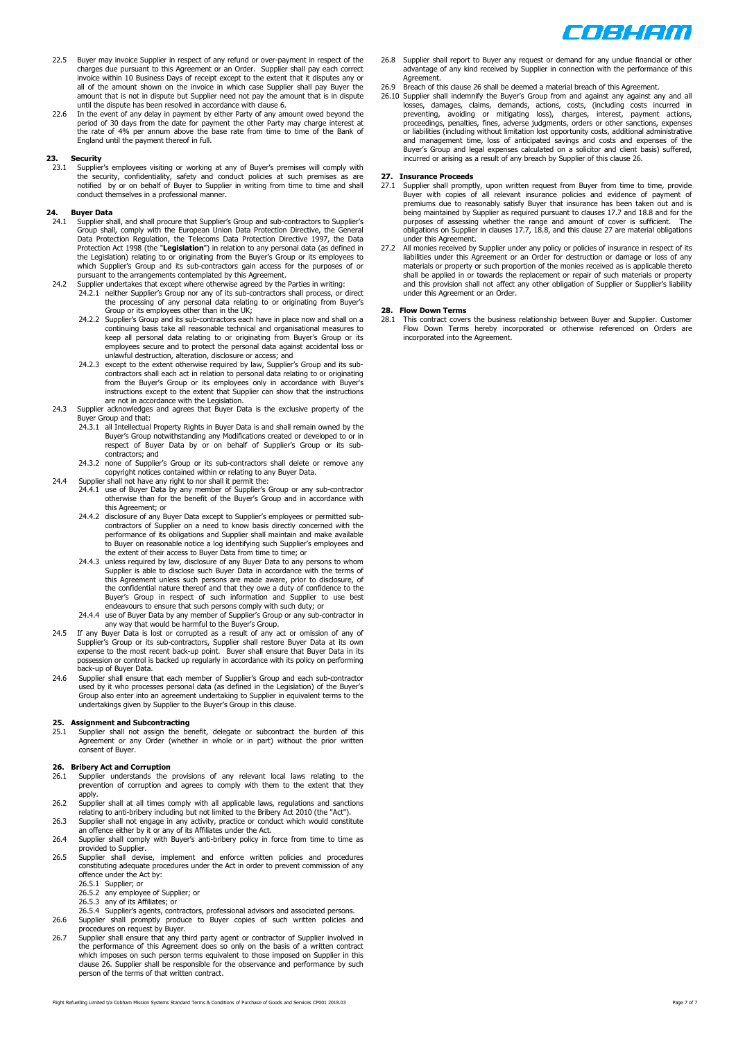22.5 Buyer may invoice Supplier in respect of any refund or over-payment in respect of the charges due pursuant to this Agreement or an Order. Supplier shall pay each correct invoice within 10 Business Days of receipt except to the extent that it disputes any or all of the amount shown on the invoice in which case Supplier shall pay Buyer the amount that is not in dispute but Supplier need not pay the amount that is in dispute until the dispute has been resolved in accordance with clause 6.

22.6 In the event of any delay in payment by either Party of any amount owed beyond the period of 30 days from the date for payment the other Party may charge interest at the rate of 4% per annum above the base rate from time to time of the Bank of England until the payment thereof in full.

## 23. Security

23.1 Supplier's employees visiting or working at any of Buyer's premises will comply with the security, confidentiality, safety and conduct policies at such premises as are notified by or on behalf of Buyer to Supplier in writing from time to time and shall conduct themselves in a professional manner.

## 24. Buyer Data

24.1 Supplier shall, and shall procure that Supplier's Group and sub-contractors to Supplier's Group shall, comply with the European Union Data Protection Directive, the General Data Protection Regulation, the Telecoms Data Protection Directive 1997, the Data Protection Act 1998 (the "**Legislation**") in relation to any personal data (as defined in the Legislation) relating to or originating from the Buyer's Group or its employees to which Supplier's Group and its sub-contractors gain access for the purposes of or pursuant to the arrangements contemplated by this Agreement.

24.2 Supplier undertakes that except where otherwise agreed by the Parties in writing:

24.2.1 neither Supplier's Group nor any of its sub-contractors shall process, or direct the processing of any personal data relating to or originating from Buyer's Group or its employees other than in the UK;

24.2.2 Supplier's Group and its sub-contractors each have in place now and shall on a continuing basis take all reasonable technical and organisational measures to keep all personal data relating to or originating from Buyer's Group or its employees secure and to protect the personal data against accidental loss or unlawful destruction, alteration, disclosure or access; and

24.2.3 except to the extent otherwise required by law, Supplier's Group and its sub-contractors shall each act in relation to personal data relating to or originating from the Buyer's Group or its employees only in accordance with Buyer's instructions except to the extent that Supplier can show that the instructions are not in accordance with the Legislation.

24.3 Supplier acknowledges and agrees that Buyer Data is the exclusive property of the Buyer Group and that:

24.3.1 all Intellectual Property Rights in Buyer Data is and shall remain owned by the Buyer's Group notwithstanding any Modifications created or developed to or in respect of Buyer Data by or on behalf of Supplier's Group or its sub-contractors; and

24.3.2 none of Supplier's Group or its sub-contractors shall delete or remove any copyright notices contained within or relating to any Buyer Data.

24.4 Supplier shall not have any right to nor shall it permit the:

24.4.1 use of Buyer Data by any member of Supplier's Group or any sub-contractor otherwise than for the benefit of the Buyer's Group and in accordance with this Agreement; or

24.4.2 disclosure of any Buyer Data except to Supplier's employees or permitted sub-contractors of Supplier on a need to know basis directly concerned with the performance of its obligations and Supplier shall maintain and make available to Buyer on reasonable notice a log identifying such Supplier's employees and the extent of their access to Buyer Data from time to time; or

24.4.3 unless required by law, disclosure of any Buyer Data to any persons to whom Supplier is able to disclose such Buyer Data in accordance with the terms of this Agreement unless such persons are made aware, prior to disclosure, of the confidential nature thereof and that they owe a duty of confidence to the Buyer's Group in respect of such information and Supplier to use best endeavours to ensure that such persons comply with such duty; or

24.4.4 use of Buyer Data by any member of Supplier's Group or any sub-contractor in any way that would be harmful to the Buyer's Group.

24.5 If any Buyer Data is lost or corrupted as a result of any act or omission of any of Supplier's Group or its sub-contractors, Supplier shall restore Buyer Data at its own expense to the most recent back-up point. Buyer shall ensure that Buyer Data in its possession or control is backed up regularly in accordance with its policy on performing back-up of Buyer Data.

24.6 Supplier shall ensure that each member of Supplier's Group and each sub-contractor used by it who processes personal data (as defined in the Legislation) of the Buyer's Group also enter into an agreement undertaking to Supplier in equivalent terms to the undertakings given by Supplier to the Buyer's Group in this clause.

## 25. Assignment and Subcontracting

25.1 Supplier shall not assign the benefit, delegate or subcontract the burden of this Agreement or any Order (whether in whole or in part) without the prior written consent of Buyer.

## 26. Bribery Act and Corruption

26.1 Supplier understands the provisions of any relevant local laws relating to the prevention of corruption and agrees to comply with them to the extent that they apply.

26.2 Supplier shall at all times comply with all applicable laws, regulations and sanctions relating to anti-bribery including but not limited to the Bribery Act 2010 (the "Act").

26.3 Supplier shall not engage in any activity, practice or conduct which would constitute an offence either by it or any of its Affiliates under the Act.

26.4 Supplier shall comply with Buyer's anti-bribery policy in force from time to time as provided to Supplier.

26.5 Supplier shall devise, implement and enforce written policies and procedures constituting adequate procedures under the Act in order to prevent commission of any offence under the Act by:

26.5.1 Supplier; or

26.5.2 any employee of Supplier; or

26.5.3 any of its Affiliates; or

26.5.4 Supplier's agents, contractors, professional advisors and associated persons.

26.6 Supplier shall promptly produce to Buyer copies of such written policies and procedures on request by Buyer.

26.7 Supplier shall ensure that any third party agent or contractor of Supplier involved in the performance of this Agreement does so only on the basis of a written contract which imposes on such person terms equivalent to those imposed on Supplier in this clause 26. Supplier shall be responsible for the observance and performance by such person of the terms of that written contract.

26.8 Supplier shall report to Buyer any request or demand for any undue financial or other advantage of any kind received by Supplier in connection with the performance of this Agreement.

26.9 Breach of this clause 26 shall be deemed a material breach of this Agreement.

26.10 Supplier shall indemnify the Buyer's Group from and against any against any and all losses, damages, claims, demands, actions, costs, (including costs incurred in preventing, avoiding or mitigating loss), charges, interest, payment actions, proceedings, penalties, fines, adverse judgments, orders or other sanctions, expenses or liabilities (including without limitation lost opportunity costs, additional administrative and management time, loss of anticipated savings and costs and expenses of the Buyer's Group and legal expenses calculated on a solicitor and client basis) suffered, incurred or arising as a result of any breach by Supplier of this clause 26.

## 27. Insurance Proceeds

27.1 Supplier shall promptly, upon written request from Buyer from time to time, provide Buyer with copies of all relevant insurance policies and evidence of payment of premiums due to reasonably satisfy Buyer that insurance has been taken out and is being maintained by Supplier as required pursuant to clauses 17.7 and 18.8 and for the purposes of assessing whether the range and amount of cover is sufficient. The obligations on Supplier in clauses 17.7, 18.8, and this clause 27 are material obligations under this Agreement.

27.2 All monies received by Supplier under any policy or policies of insurance in respect of its liabilities under this Agreement or an Order for destruction or damage or loss of any materials or property or such proportion of the monies received as is applicable thereto shall be applied in or towards the replacement or repair of such materials or property and this provision shall not affect any other obligation of Supplier or Supplier's liability under this Agreement or an Order.

## 28. Flow Down Terms

28.1 This contract covers the business relationship between Buyer and Supplier. Customer Flow Down Terms hereby incorporated or otherwise referenced on Orders are incorporated into the Agreement.